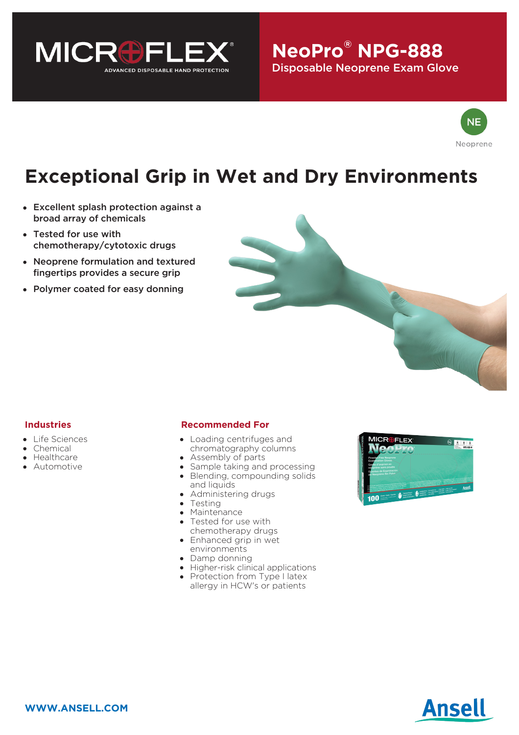MICROFLEX®
ADVANCED DISPOSABLE HAND PROTECTION

# NeoPro® NPG-888

Disposable Neoprene Exam Glove

NE
Neoprene

## Exceptional Grip in Wet and Dry Environments

- Excellent splash protection against a broad array of chemicals
- Tested for use with chemotherapy/cytotoxic drugs
- Neoprene formulation and textured fingertips provides a secure grip
- Polymer coated for easy donning

### Industries

- Life Sciences
- Chemical
- Healthcare
- Automotive

### Recommended For

- Loading centrifuges and chromatography columns
- Assembly of parts
- Sample taking and processing
- Blending, compounding solids and liquids
- Administering drugs
- Testing
- Maintenance
- Tested for use with chemotherapy drugs
- Enhanced grip in wet environments
- Damp donning
- Higher-risk clinical applications
- Protection from Type I latex allergy in HCW's or patients

WWW.ANSELL.COM

Ansell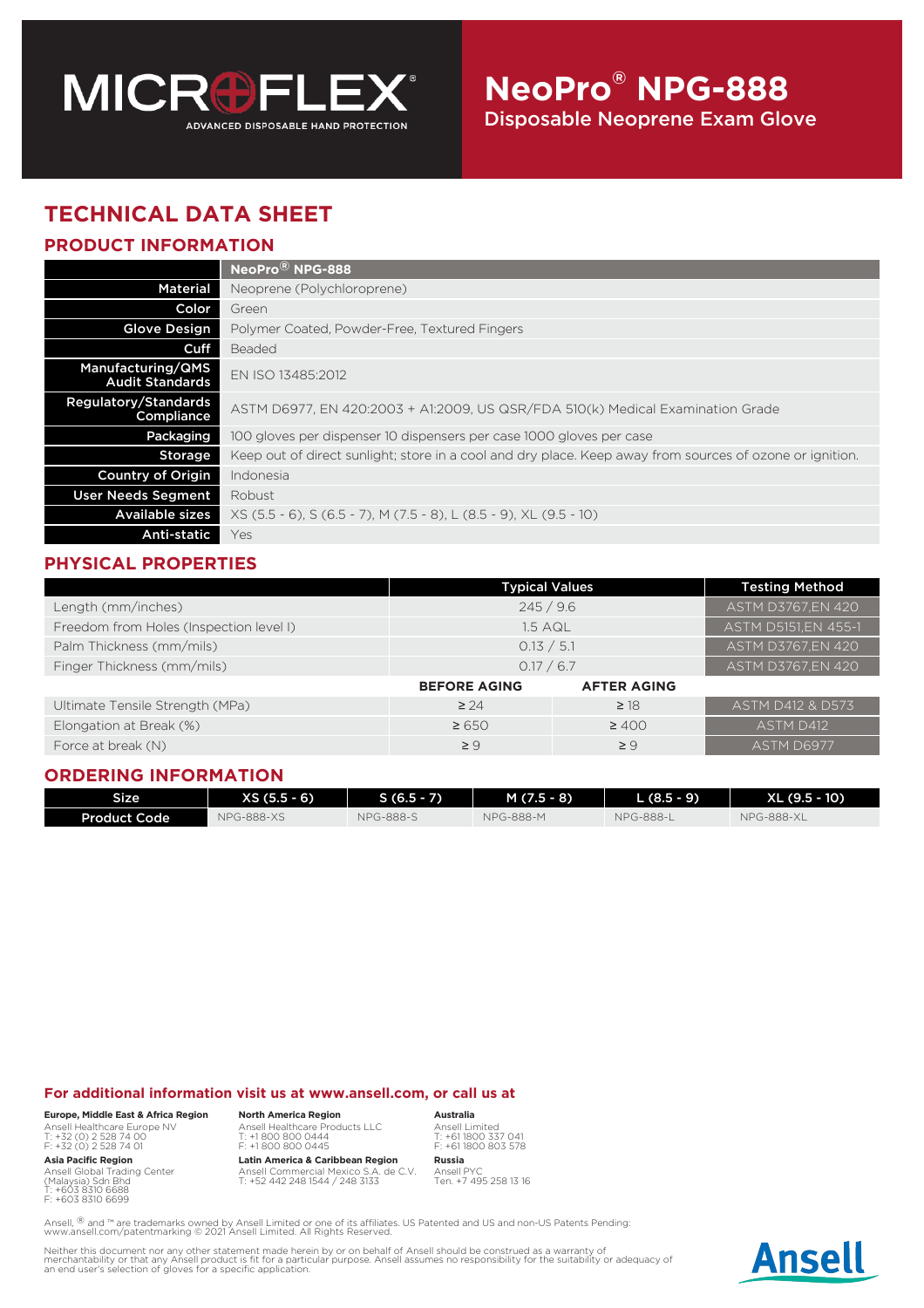MICROFLEX®
ADVANCED DISPOSABLE HAND PROTECTION

# NeoPro® NPG-888

Disposable Neoprene Exam Glove

# TECHNICAL DATA SHEET

## PRODUCT INFORMATION

| | NeoPro® NPG-888 |
|---|---|
| Material | Neoprene (Polychloroprene) |
| Color | Green |
| Glove Design | Polymer Coated, Powder-Free, Textured Fingers |
| Cuff | Beaded |
| Manufacturing/QMS Audit Standards | EN ISO 13485:2012 |
| Regulatory/Standards Compliance | ASTM D6977, EN 420:2003 + A1:2009, US QSR/FDA 510(k) Medical Examination Grade |
| Packaging | 100 gloves per dispenser 10 dispensers per case 1000 gloves per case |
| Storage | Keep out of direct sunlight; store in a cool and dry place. Keep away from sources of ozone or ignition. |
| Country of Origin | Indonesia |
| User Needs Segment | Robust |
| Available sizes | XS (5.5 - 6), S (6.5 - 7), M (7.5 - 8), L (8.5 - 9), XL (9.5 - 10) |
| Anti-static | Yes |

## PHYSICAL PROPERTIES

| | Typical Values | | Testing Method |
|---|---|---|---|
| Length (mm/inches) | 245 / 9.6 | | ASTM D3767,EN 420 |
| Freedom from Holes (Inspection level I) | 1.5 AQL | | ASTM D5151,EN 455-1 |
| Palm Thickness (mm/mils) | 0.13 / 5.1 | | ASTM D3767,EN 420 |
| Finger Thickness (mm/mils) | 0.17 / 6.7 | | ASTM D3767,EN 420 |
| | BEFORE AGING | AFTER AGING | |
| Ultimate Tensile Strength (MPa) | ≥ 24 | ≥ 18 | ASTM D412 & D573 |
| Elongation at Break (%) | ≥ 650 | ≥ 400 | ASTM D412 |
| Force at break (N) | ≥ 9 | ≥ 9 | ASTM D6977 |

## ORDERING INFORMATION

| Size | XS (5.5 - 6) | S (6.5 - 7) | M (7.5 - 8) | L (8.5 - 9) | XL (9.5 - 10) |
|---|---|---|---|---|---|
| Product Code | NPG-888-XS | NPG-888-S | NPG-888-M | NPG-888-L | NPG-888-XL |

**For additional information visit us at www.ansell.com, or call us at**

**Europe, Middle East & Africa Region**
Ansell Healthcare Europe NV
T: +32 (0) 2 528 74 00
F: +32 (0) 2 528 74 01

**Asia Pacific Region**
Ansell Global Trading Center (Malaysia) Sdn Bhd
T: +603 8310 6688
F: +603 8310 6699

**North America Region**
Ansell Healthcare Products LLC
T: +1 800 800 0444
F: +1 800 800 0445

**Latin America & Caribbean Region**
Ansell Commercial Mexico S.A. de C.V.
T: +52 442 248 1544 / 248 3133

**Australia**
Ansell Limited
T: +61 1800 337 041
F: +61 1800 803 578

**Russia**
Ansell PYC
Тел. +7 495 258 13 16

Ansell, ® and ™ are trademarks owned by Ansell Limited or one of its affiliates. US Patented and US and non-US Patents Pending: www.ansell.com/patentmarking © 2021 Ansell Limited. All Rights Reserved.

Neither this document nor any other statement made herein by or on behalf of Ansell should be construed as a warranty of merchantability or that any Ansell product is fit for a particular purpose. Ansell assumes no responsibility for the suitability or adequacy of an end user's selection of gloves for a specific application.

Ansell